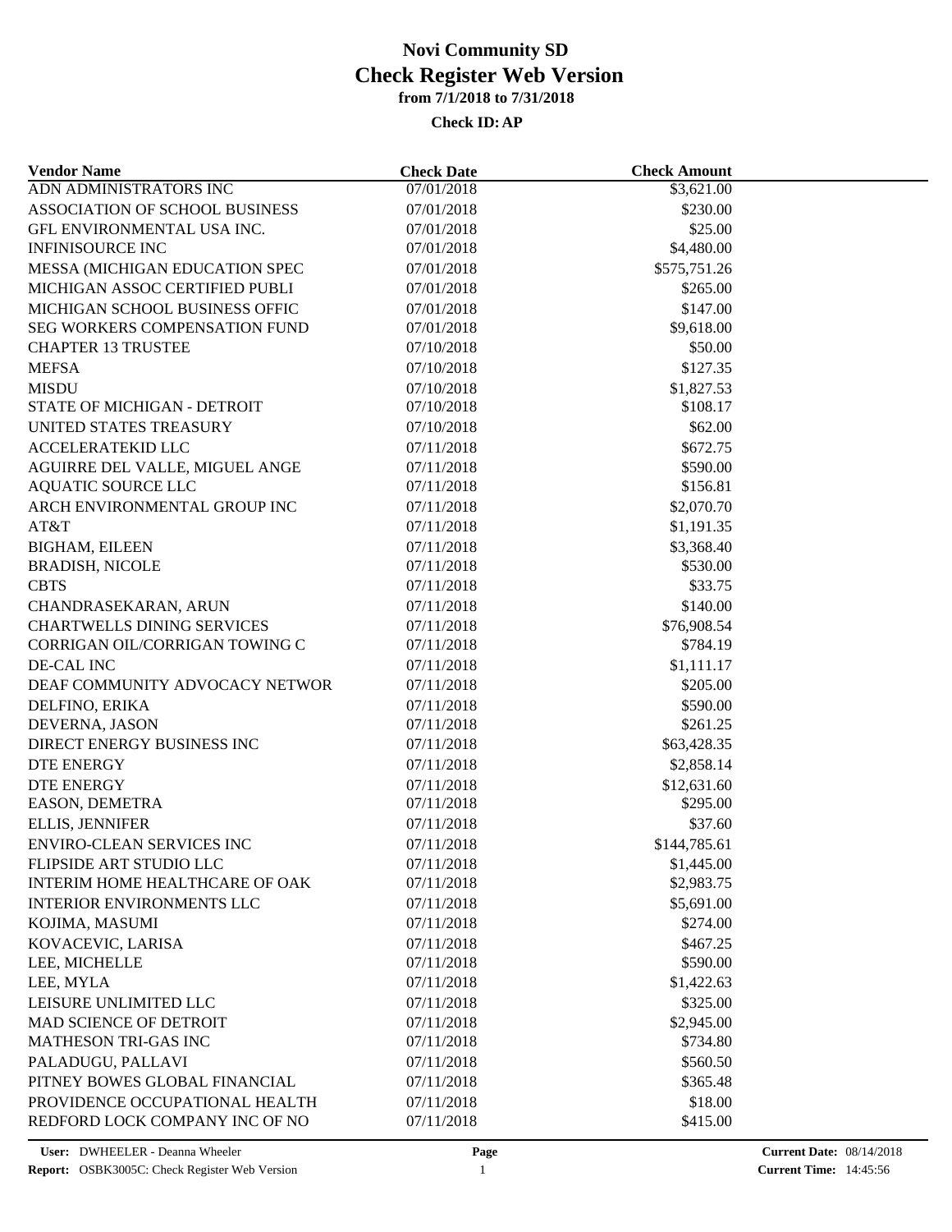# Novi Community SD

## Check Register Web Version

**from 7/1/2018 to 7/31/2018**

**Check ID: AP**

| Vendor Name | Check Date | Check Amount |
|---|---|---|
| ADN ADMINISTRATORS INC | 07/01/2018 | $3,621.00 |
| ASSOCIATION OF SCHOOL BUSINESS | 07/01/2018 | $230.00 |
| GFL ENVIRONMENTAL USA INC. | 07/01/2018 | $25.00 |
| INFINISOURCE INC | 07/01/2018 | $4,480.00 |
| MESSA (MICHIGAN EDUCATION SPEC | 07/01/2018 | $575,751.26 |
| MICHIGAN ASSOC CERTIFIED PUBLI | 07/01/2018 | $265.00 |
| MICHIGAN SCHOOL BUSINESS OFFIC | 07/01/2018 | $147.00 |
| SEG WORKERS COMPENSATION FUND | 07/01/2018 | $9,618.00 |
| CHAPTER 13 TRUSTEE | 07/10/2018 | $50.00 |
| MEFSA | 07/10/2018 | $127.35 |
| MISDU | 07/10/2018 | $1,827.53 |
| STATE OF MICHIGAN - DETROIT | 07/10/2018 | $108.17 |
| UNITED STATES TREASURY | 07/10/2018 | $62.00 |
| ACCELERATEKID LLC | 07/11/2018 | $672.75 |
| AGUIRRE DEL VALLE, MIGUEL ANGE | 07/11/2018 | $590.00 |
| AQUATIC SOURCE LLC | 07/11/2018 | $156.81 |
| ARCH ENVIRONMENTAL GROUP INC | 07/11/2018 | $2,070.70 |
| AT&T | 07/11/2018 | $1,191.35 |
| BIGHAM, EILEEN | 07/11/2018 | $3,368.40 |
| BRADISH, NICOLE | 07/11/2018 | $530.00 |
| CBTS | 07/11/2018 | $33.75 |
| CHANDRASEKARAN, ARUN | 07/11/2018 | $140.00 |
| CHARTWELLS DINING SERVICES | 07/11/2018 | $76,908.54 |
| CORRIGAN OIL/CORRIGAN TOWING C | 07/11/2018 | $784.19 |
| DE-CAL INC | 07/11/2018 | $1,111.17 |
| DEAF COMMUNITY ADVOCACY NETWOR | 07/11/2018 | $205.00 |
| DELFINO, ERIKA | 07/11/2018 | $590.00 |
| DEVERNA, JASON | 07/11/2018 | $261.25 |
| DIRECT ENERGY BUSINESS INC | 07/11/2018 | $63,428.35 |
| DTE ENERGY | 07/11/2018 | $2,858.14 |
| DTE ENERGY | 07/11/2018 | $12,631.60 |
| EASON, DEMETRA | 07/11/2018 | $295.00 |
| ELLIS, JENNIFER | 07/11/2018 | $37.60 |
| ENVIRO-CLEAN SERVICES INC | 07/11/2018 | $144,785.61 |
| FLIPSIDE ART STUDIO LLC | 07/11/2018 | $1,445.00 |
| INTERIM HOME HEALTHCARE OF OAK | 07/11/2018 | $2,983.75 |
| INTERIOR ENVIRONMENTS LLC | 07/11/2018 | $5,691.00 |
| KOJIMA, MASUMI | 07/11/2018 | $274.00 |
| KOVACEVIC, LARISA | 07/11/2018 | $467.25 |
| LEE, MICHELLE | 07/11/2018 | $590.00 |
| LEE, MYLA | 07/11/2018 | $1,422.63 |
| LEISURE UNLIMITED LLC | 07/11/2018 | $325.00 |
| MAD SCIENCE OF DETROIT | 07/11/2018 | $2,945.00 |
| MATHESON TRI-GAS INC | 07/11/2018 | $734.80 |
| PALADUGU, PALLAVI | 07/11/2018 | $560.50 |
| PITNEY BOWES GLOBAL FINANCIAL | 07/11/2018 | $365.48 |
| PROVIDENCE OCCUPATIONAL HEALTH | 07/11/2018 | $18.00 |
| REDFORD LOCK COMPANY INC OF NO | 07/11/2018 | $415.00 |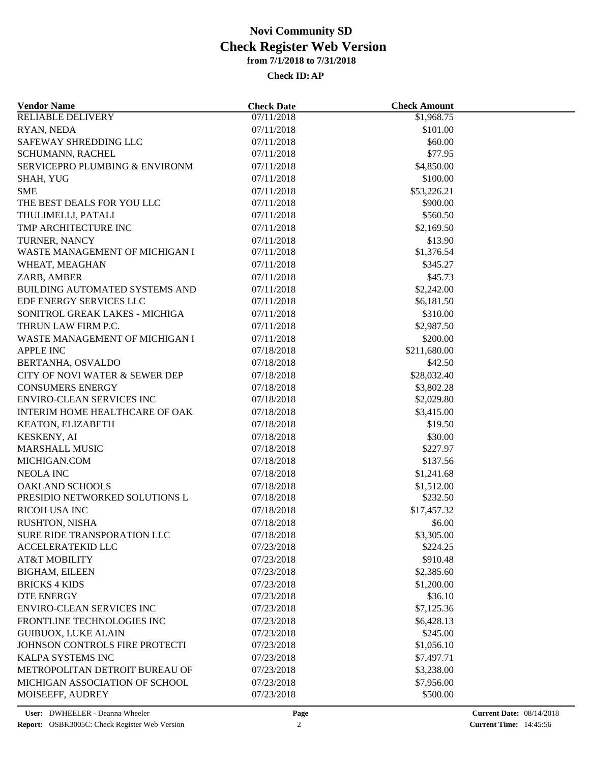# Novi Community SD
## Check Register Web Version
### from 7/1/2018 to 7/31/2018

**Check ID: AP**

| Vendor Name | Check Date | Check Amount |
|---|---|---|
| RELIABLE DELIVERY | 07/11/2018 | $1,968.75 |
| RYAN, NEDA | 07/11/2018 | $101.00 |
| SAFEWAY SHREDDING LLC | 07/11/2018 | $60.00 |
| SCHUMANN, RACHEL | 07/11/2018 | $77.95 |
| SERVICEPRO PLUMBING & ENVIRONM | 07/11/2018 | $4,850.00 |
| SHAH, YUG | 07/11/2018 | $100.00 |
| SME | 07/11/2018 | $53,226.21 |
| THE BEST DEALS FOR YOU LLC | 07/11/2018 | $900.00 |
| THULIMELLI, PATALI | 07/11/2018 | $560.50 |
| TMP ARCHITECTURE INC | 07/11/2018 | $2,169.50 |
| TURNER, NANCY | 07/11/2018 | $13.90 |
| WASTE MANAGEMENT OF MICHIGAN I | 07/11/2018 | $1,376.54 |
| WHEAT, MEAGHAN | 07/11/2018 | $345.27 |
| ZARB, AMBER | 07/11/2018 | $45.73 |
| BUILDING AUTOMATED SYSTEMS AND | 07/11/2018 | $2,242.00 |
| EDF ENERGY SERVICES LLC | 07/11/2018 | $6,181.50 |
| SONITROL GREAK LAKES - MICHIGA | 07/11/2018 | $310.00 |
| THRUN LAW FIRM P.C. | 07/11/2018 | $2,987.50 |
| WASTE MANAGEMENT OF MICHIGAN I | 07/11/2018 | $200.00 |
| APPLE INC | 07/18/2018 | $211,680.00 |
| BERTANHA, OSVALDO | 07/18/2018 | $42.50 |
| CITY OF NOVI WATER & SEWER DEP | 07/18/2018 | $28,032.40 |
| CONSUMERS ENERGY | 07/18/2018 | $3,802.28 |
| ENVIRO-CLEAN SERVICES INC | 07/18/2018 | $2,029.80 |
| INTERIM HOME HEALTHCARE OF OAK | 07/18/2018 | $3,415.00 |
| KEATON, ELIZABETH | 07/18/2018 | $19.50 |
| KESKENY, AI | 07/18/2018 | $30.00 |
| MARSHALL MUSIC | 07/18/2018 | $227.97 |
| MICHIGAN.COM | 07/18/2018 | $137.56 |
| NEOLA INC | 07/18/2018 | $1,241.68 |
| OAKLAND SCHOOLS | 07/18/2018 | $1,512.00 |
| PRESIDIO NETWORKED SOLUTIONS L | 07/18/2018 | $232.50 |
| RICOH USA INC | 07/18/2018 | $17,457.32 |
| RUSHTON, NISHA | 07/18/2018 | $6.00 |
| SURE RIDE TRANSPORATION LLC | 07/18/2018 | $3,305.00 |
| ACCELERATEKID LLC | 07/23/2018 | $224.25 |
| AT&T MOBILITY | 07/23/2018 | $910.48 |
| BIGHAM, EILEEN | 07/23/2018 | $2,385.60 |
| BRICKS 4 KIDS | 07/23/2018 | $1,200.00 |
| DTE ENERGY | 07/23/2018 | $36.10 |
| ENVIRO-CLEAN SERVICES INC | 07/23/2018 | $7,125.36 |
| FRONTLINE TECHNOLOGIES INC | 07/23/2018 | $6,428.13 |
| GUIBUOX, LUKE ALAIN | 07/23/2018 | $245.00 |
| JOHNSON CONTROLS FIRE PROTECTI | 07/23/2018 | $1,056.10 |
| KALPA SYSTEMS INC | 07/23/2018 | $7,497.71 |
| METROPOLITAN DETROIT BUREAU OF | 07/23/2018 | $3,238.00 |
| MICHIGAN ASSOCIATION OF SCHOOL | 07/23/2018 | $7,956.00 |
| MOISEEFF, AUDREY | 07/23/2018 | $500.00 |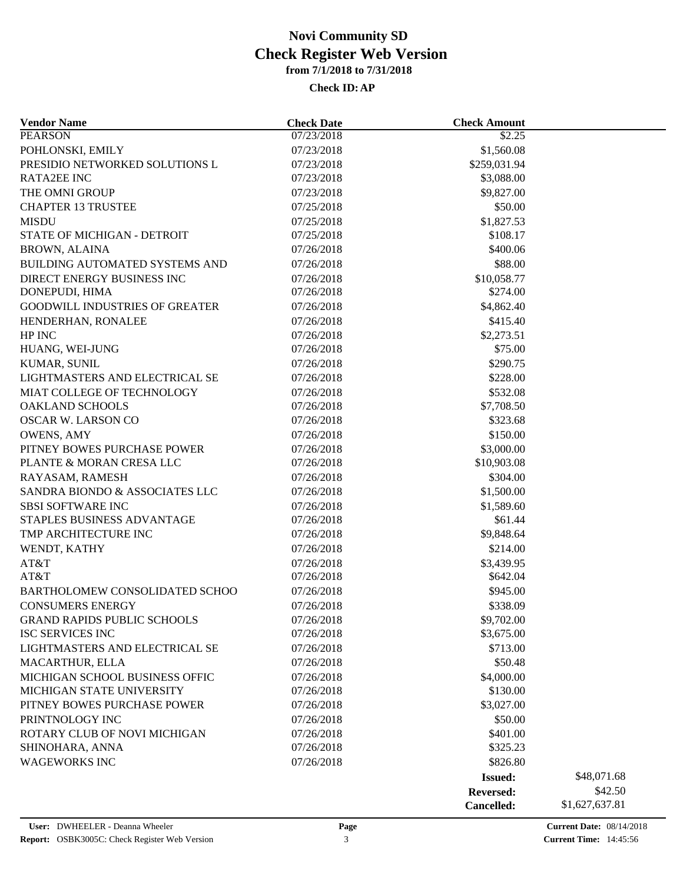# Novi Community SD
# Check Register Web Version
### from 7/1/2018 to 7/31/2018
### Check ID: AP

| Vendor Name | Check Date | Check Amount | |
|---|---|---|---|
| PEARSON | 07/23/2018 | $2.25 | |
| POHLONSKI, EMILY | 07/23/2018 | $1,560.08 | |
| PRESIDIO NETWORKED SOLUTIONS L | 07/23/2018 | $259,031.94 | |
| RATA2EE INC | 07/23/2018 | $3,088.00 | |
| THE OMNI GROUP | 07/23/2018 | $9,827.00 | |
| CHAPTER 13 TRUSTEE | 07/25/2018 | $50.00 | |
| MISDU | 07/25/2018 | $1,827.53 | |
| STATE OF MICHIGAN - DETROIT | 07/25/2018 | $108.17 | |
| BROWN, ALAINA | 07/26/2018 | $400.06 | |
| BUILDING AUTOMATED SYSTEMS AND | 07/26/2018 | $88.00 | |
| DIRECT ENERGY BUSINESS INC | 07/26/2018 | $10,058.77 | |
| DONEPUDI, HIMA | 07/26/2018 | $274.00 | |
| GOODWILL INDUSTRIES OF GREATER | 07/26/2018 | $4,862.40 | |
| HENDERHAN, RONALEE | 07/26/2018 | $415.40 | |
| HP INC | 07/26/2018 | $2,273.51 | |
| HUANG, WEI-JUNG | 07/26/2018 | $75.00 | |
| KUMAR, SUNIL | 07/26/2018 | $290.75 | |
| LIGHTMASTERS AND ELECTRICAL SE | 07/26/2018 | $228.00 | |
| MIAT COLLEGE OF TECHNOLOGY | 07/26/2018 | $532.08 | |
| OAKLAND SCHOOLS | 07/26/2018 | $7,708.50 | |
| OSCAR W. LARSON CO | 07/26/2018 | $323.68 | |
| OWENS, AMY | 07/26/2018 | $150.00 | |
| PITNEY BOWES PURCHASE POWER | 07/26/2018 | $3,000.00 | |
| PLANTE & MORAN CRESA LLC | 07/26/2018 | $10,903.08 | |
| RAYASAM, RAMESH | 07/26/2018 | $304.00 | |
| SANDRA BIONDO & ASSOCIATES LLC | 07/26/2018 | $1,500.00 | |
| SBSI SOFTWARE INC | 07/26/2018 | $1,589.60 | |
| STAPLES BUSINESS ADVANTAGE | 07/26/2018 | $61.44 | |
| TMP ARCHITECTURE INC | 07/26/2018 | $9,848.64 | |
| WENDT, KATHY | 07/26/2018 | $214.00 | |
| AT&T | 07/26/2018 | $3,439.95 | |
| AT&T | 07/26/2018 | $642.04 | |
| BARTHOLOMEW CONSOLIDATED SCHOO | 07/26/2018 | $945.00 | |
| CONSUMERS ENERGY | 07/26/2018 | $338.09 | |
| GRAND RAPIDS PUBLIC SCHOOLS | 07/26/2018 | $9,702.00 | |
| ISC SERVICES INC | 07/26/2018 | $3,675.00 | |
| LIGHTMASTERS AND ELECTRICAL SE | 07/26/2018 | $713.00 | |
| MACARTHUR, ELLA | 07/26/2018 | $50.48 | |
| MICHIGAN SCHOOL BUSINESS OFFIC | 07/26/2018 | $4,000.00 | |
| MICHIGAN STATE UNIVERSITY | 07/26/2018 | $130.00 | |
| PITNEY BOWES PURCHASE POWER | 07/26/2018 | $3,027.00 | |
| PRINTNOLOGY INC | 07/26/2018 | $50.00 | |
| ROTARY CLUB OF NOVI MICHIGAN | 07/26/2018 | $401.00 | |
| SHINOHARA, ANNA | 07/26/2018 | $325.23 | |
| WAGEWORKS INC | 07/26/2018 | $826.80 | |
| | | **Issued:** | $48,071.68 |
| | | **Reversed:** | $42.50 |
| | | **Cancelled:** | $1,627,637.81 |

**User:** DWHEELER - Deanna Wheeler
**Report:** OSBK3005C: Check Register Web Version
**Current Date:** 08/14/2018
**Current Time:** 14:45:56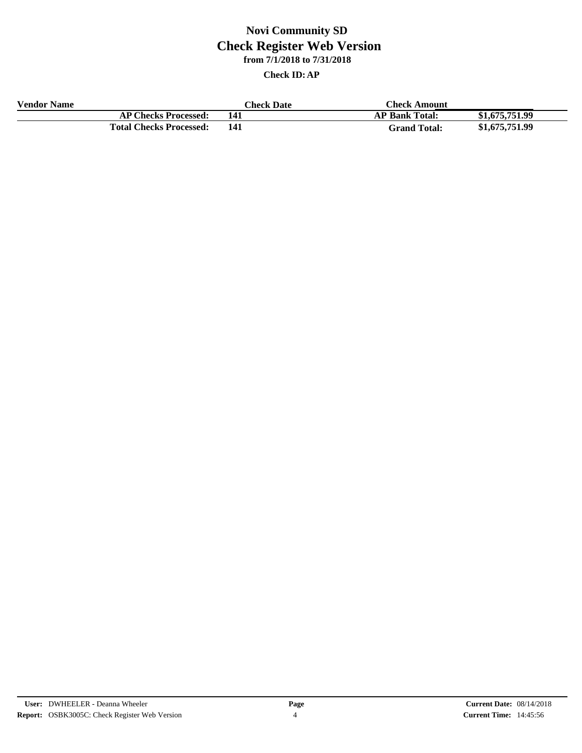# Novi Community SD

## Check Register Web Version

### from 7/1/2018 to 7/31/2018

**Check ID: AP**

| Vendor Name | | Check Date | Check Amount | |
|---|---|---|---|---|
| | **AP Checks Processed:** | **141** | **AP Bank Total:** | **$1,675,751.99** |
| | **Total Checks Processed:** | **141** | **Grand Total:** | **$1,675,751.99** |

**User:** DWHEELER - Deanna Wheeler
**Report:** OSBK3005C: Check Register Web Version
**Current Date:** 08/14/2018
**Current Time:** 14:45:56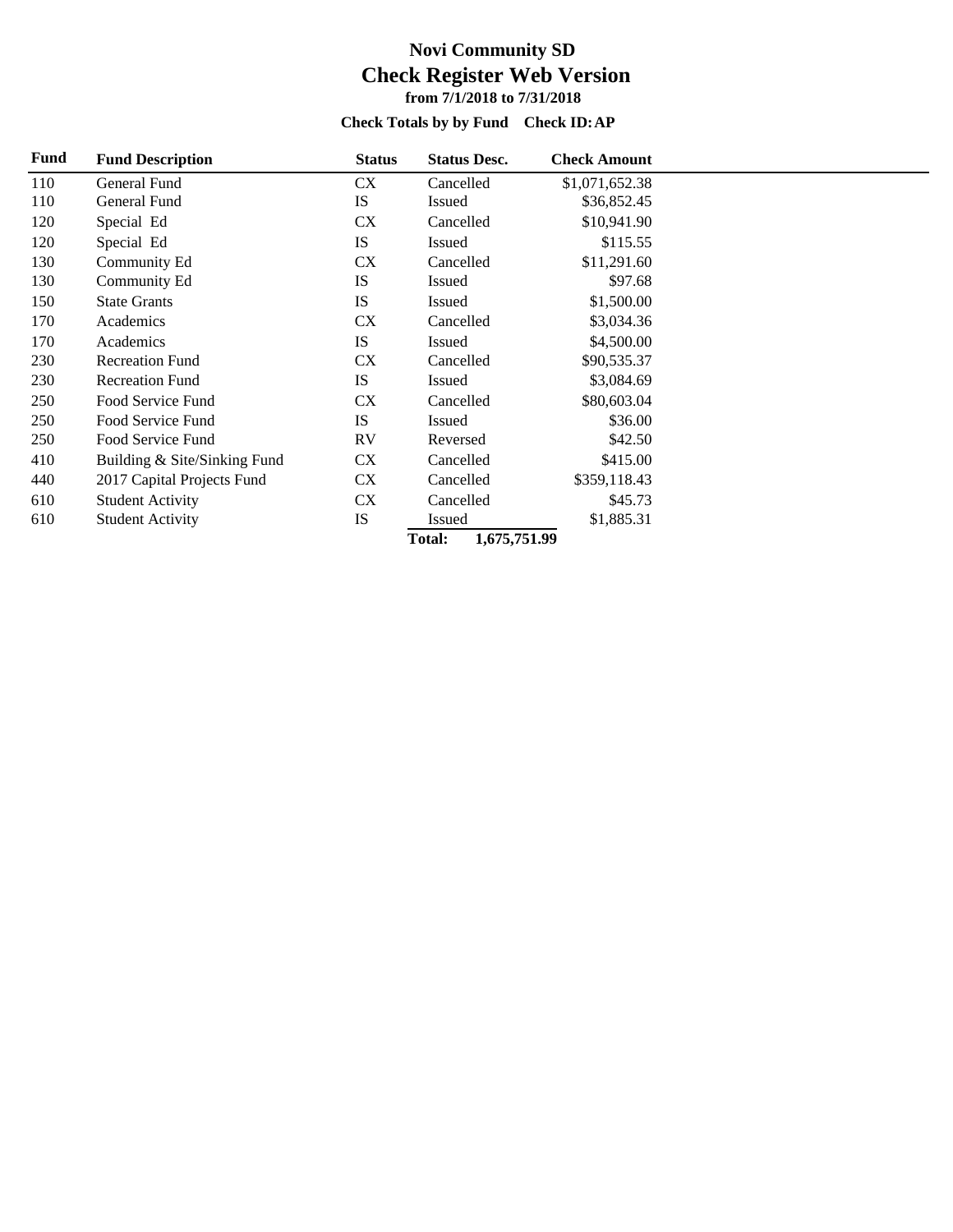# Novi Community SD

## Check Register Web Version

**from 7/1/2018 to 7/31/2018**

**Check Totals by by Fund    Check ID: AP**

| Fund | Fund Description | Status | Status Desc. | Check Amount |
|---|---|---|---|---|
| 110 | General Fund | CX | Cancelled | $1,071,652.38 |
| 110 | General Fund | IS | Issued | $36,852.45 |
| 120 | Special Ed | CX | Cancelled | $10,941.90 |
| 120 | Special Ed | IS | Issued | $115.55 |
| 130 | Community Ed | CX | Cancelled | $11,291.60 |
| 130 | Community Ed | IS | Issued | $97.68 |
| 150 | State Grants | IS | Issued | $1,500.00 |
| 170 | Academics | CX | Cancelled | $3,034.36 |
| 170 | Academics | IS | Issued | $4,500.00 |
| 230 | Recreation Fund | CX | Cancelled | $90,535.37 |
| 230 | Recreation Fund | IS | Issued | $3,084.69 |
| 250 | Food Service Fund | CX | Cancelled | $80,603.04 |
| 250 | Food Service Fund | IS | Issued | $36.00 |
| 250 | Food Service Fund | RV | Reversed | $42.50 |
| 410 | Building & Site/Sinking Fund | CX | Cancelled | $415.00 |
| 440 | 2017 Capital Projects Fund | CX | Cancelled | $359,118.43 |
| 610 | Student Activity | CX | Cancelled | $45.73 |
| 610 | Student Activity | IS | Issued | $1,885.31 |
| | | | **Total:** | **1,675,751.99** |